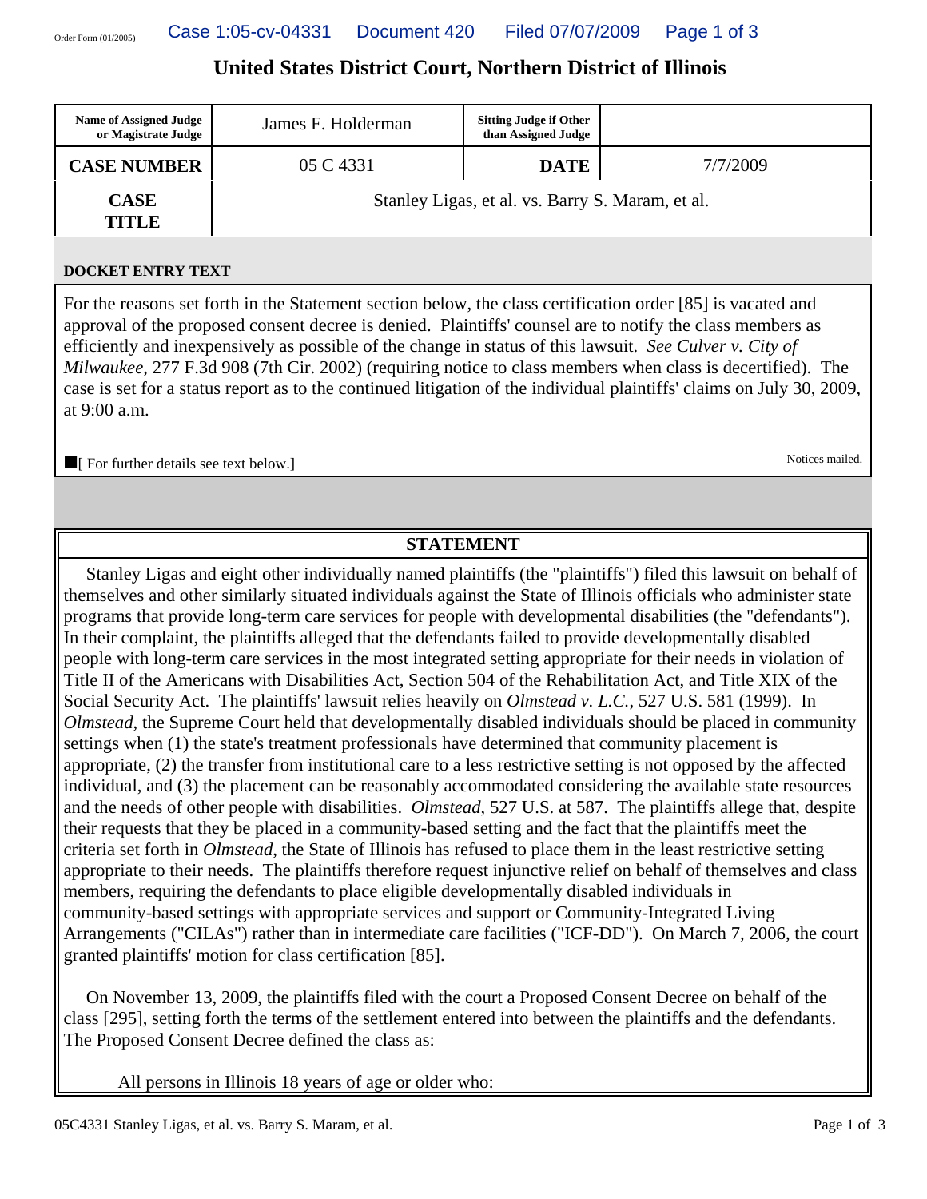# United States District Court, Northern District of Illinois

| | | | |
|---|---|---|---|
| **Name of Assigned Judge or Magistrate Judge** | James F. Holderman | **Sitting Judge if Other than Assigned Judge** | |
| **CASE NUMBER** | 05 C 4331 | **DATE** | 7/7/2009 |
| **CASE TITLE** | Stanley Ligas, et al. vs. Barry S. Maram, et al. | | |

**DOCKET ENTRY TEXT**

For the reasons set forth in the Statement section below, the class certification order [85] is vacated and approval of the proposed consent decree is denied. Plaintiffs' counsel are to notify the class members as efficiently and inexpensively as possible of the change in status of this lawsuit. *See Culver v. City of Milwaukee*, 277 F.3d 908 (7th Cir. 2002) (requiring notice to class members when class is decertified). The case is set for a status report as to the continued litigation of the individual plaintiffs' claims on July 30, 2009, at 9:00 a.m.

■[ For further details see text below.]

Notices mailed.

## STATEMENT

Stanley Ligas and eight other individually named plaintiffs (the "plaintiffs") filed this lawsuit on behalf of themselves and other similarly situated individuals against the State of Illinois officials who administer state programs that provide long-term care services for people with developmental disabilities (the "defendants"). In their complaint, the plaintiffs alleged that the defendants failed to provide developmentally disabled people with long-term care services in the most integrated setting appropriate for their needs in violation of Title II of the Americans with Disabilities Act, Section 504 of the Rehabilitation Act, and Title XIX of the Social Security Act. The plaintiffs' lawsuit relies heavily on *Olmstead v. L.C.*, 527 U.S. 581 (1999). In *Olmstead*, the Supreme Court held that developmentally disabled individuals should be placed in community settings when (1) the state's treatment professionals have determined that community placement is appropriate, (2) the transfer from institutional care to a less restrictive setting is not opposed by the affected individual, and (3) the placement can be reasonably accommodated considering the available state resources and the needs of other people with disabilities. *Olmstead*, 527 U.S. at 587. The plaintiffs allege that, despite their requests that they be placed in a community-based setting and the fact that the plaintiffs meet the criteria set forth in *Olmstead*, the State of Illinois has refused to place them in the least restrictive setting appropriate to their needs. The plaintiffs therefore request injunctive relief on behalf of themselves and class members, requiring the defendants to place eligible developmentally disabled individuals in community-based settings with appropriate services and support or Community-Integrated Living Arrangements ("CILAs") rather than in intermediate care facilities ("ICF-DD"). On March 7, 2006, the court granted plaintiffs' motion for class certification [85].

On November 13, 2009, the plaintiffs filed with the court a Proposed Consent Decree on behalf of the class [295], setting forth the terms of the settlement entered into between the plaintiffs and the defendants. The Proposed Consent Decree defined the class as:

All persons in Illinois 18 years of age or older who: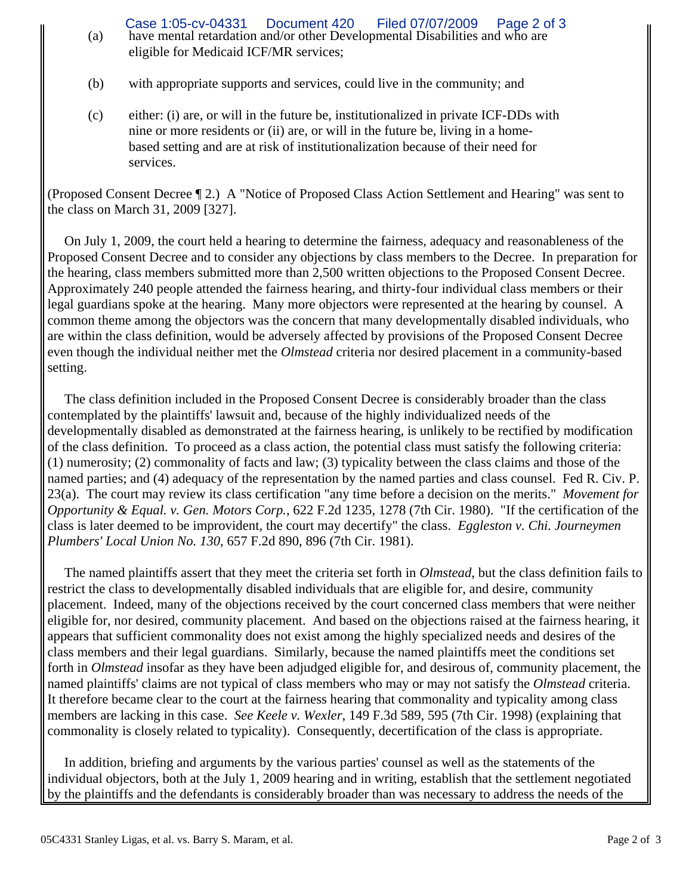(a) have mental retardation and/or other Developmental Disabilities and who are eligible for Medicaid ICF/MR services;

(b) with appropriate supports and services, could live in the community; and

(c) either: (i) are, or will in the future be, institutionalized in private ICF-DDs with nine or more residents or (ii) are, or will in the future be, living in a home-based setting and are at risk of institutionalization because of their need for services.

(Proposed Consent Decree ¶ 2.) A "Notice of Proposed Class Action Settlement and Hearing" was sent to the class on March 31, 2009 [327].

On July 1, 2009, the court held a hearing to determine the fairness, adequacy and reasonableness of the Proposed Consent Decree and to consider any objections by class members to the Decree. In preparation for the hearing, class members submitted more than 2,500 written objections to the Proposed Consent Decree. Approximately 240 people attended the fairness hearing, and thirty-four individual class members or their legal guardians spoke at the hearing. Many more objectors were represented at the hearing by counsel. A common theme among the objectors was the concern that many developmentally disabled individuals, who are within the class definition, would be adversely affected by provisions of the Proposed Consent Decree even though the individual neither met the *Olmstead* criteria nor desired placement in a community-based setting.

The class definition included in the Proposed Consent Decree is considerably broader than the class contemplated by the plaintiffs' lawsuit and, because of the highly individualized needs of the developmentally disabled as demonstrated at the fairness hearing, is unlikely to be rectified by modification of the class definition. To proceed as a class action, the potential class must satisfy the following criteria: (1) numerosity; (2) commonality of facts and law; (3) typicality between the class claims and those of the named parties; and (4) adequacy of the representation by the named parties and class counsel. Fed R. Civ. P. 23(a). The court may review its class certification "any time before a decision on the merits." *Movement for Opportunity & Equal. v. Gen. Motors Corp.*, 622 F.2d 1235, 1278 (7th Cir. 1980). "If the certification of the class is later deemed to be improvident, the court may decertify" the class. *Eggleston v. Chi. Journeymen Plumbers' Local Union No. 130*, 657 F.2d 890, 896 (7th Cir. 1981).

The named plaintiffs assert that they meet the criteria set forth in *Olmstead*, but the class definition fails to restrict the class to developmentally disabled individuals that are eligible for, and desire, community placement. Indeed, many of the objections received by the court concerned class members that were neither eligible for, nor desired, community placement. And based on the objections raised at the fairness hearing, it appears that sufficient commonality does not exist among the highly specialized needs and desires of the class members and their legal guardians. Similarly, because the named plaintiffs meet the conditions set forth in *Olmstead* insofar as they have been adjudged eligible for, and desirous of, community placement, the named plaintiffs' claims are not typical of class members who may or may not satisfy the *Olmstead* criteria. It therefore became clear to the court at the fairness hearing that commonality and typicality among class members are lacking in this case. *See Keele v. Wexler*, 149 F.3d 589, 595 (7th Cir. 1998) (explaining that commonality is closely related to typicality). Consequently, decertification of the class is appropriate.

In addition, briefing and arguments by the various parties' counsel as well as the statements of the individual objectors, both at the July 1, 2009 hearing and in writing, establish that the settlement negotiated by the plaintiffs and the defendants is considerably broader than was necessary to address the needs of the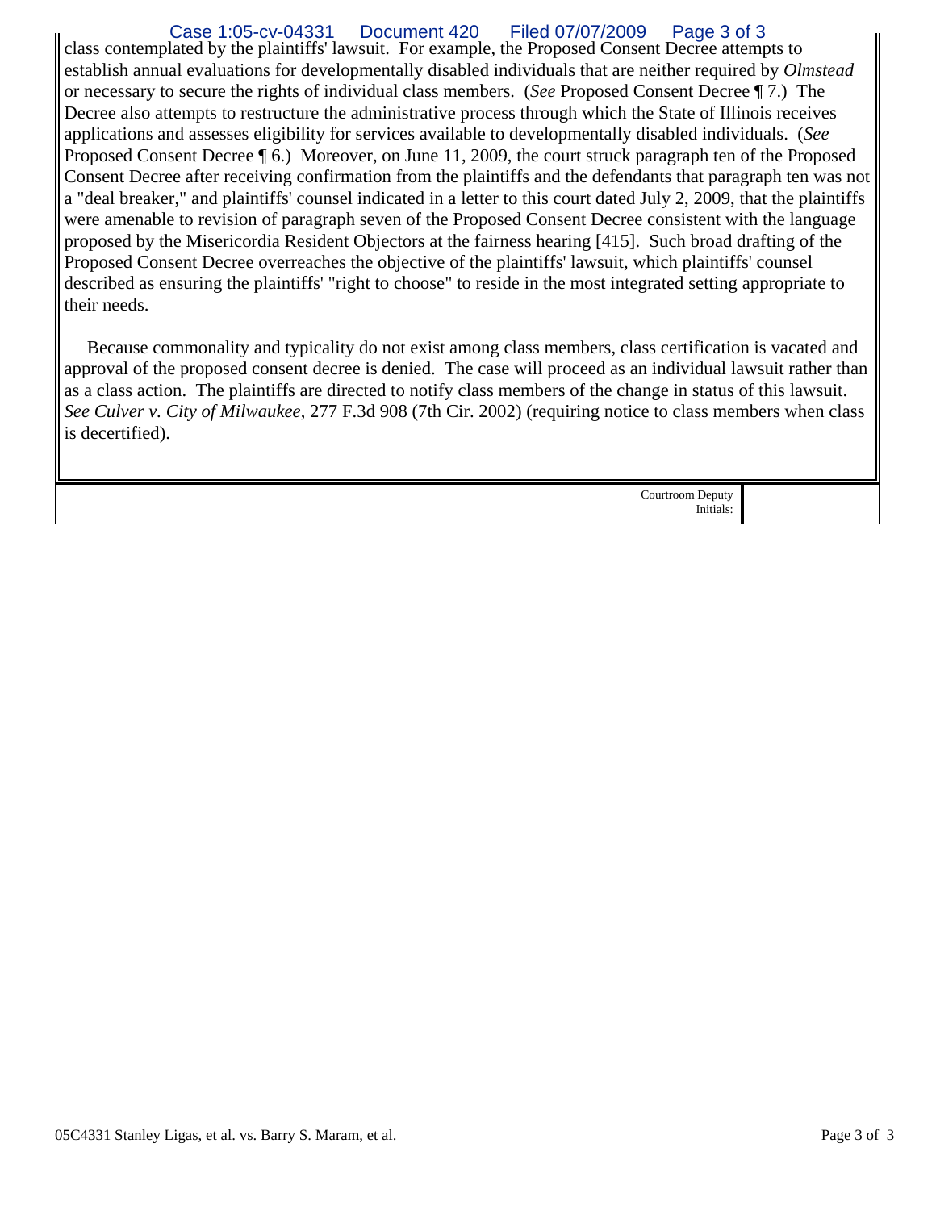class contemplated by the plaintiffs' lawsuit. For example, the Proposed Consent Decree attempts to establish annual evaluations for developmentally disabled individuals that are neither required by *Olmstead* or necessary to secure the rights of individual class members. (*See* Proposed Consent Decree ¶ 7.) The Decree also attempts to restructure the administrative process through which the State of Illinois receives applications and assesses eligibility for services available to developmentally disabled individuals. (*See* Proposed Consent Decree ¶ 6.) Moreover, on June 11, 2009, the court struck paragraph ten of the Proposed Consent Decree after receiving confirmation from the plaintiffs and the defendants that paragraph ten was not a "deal breaker," and plaintiffs' counsel indicated in a letter to this court dated July 2, 2009, that the plaintiffs were amenable to revision of paragraph seven of the Proposed Consent Decree consistent with the language proposed by the Misericordia Resident Objectors at the fairness hearing [415]. Such broad drafting of the Proposed Consent Decree overreaches the objective of the plaintiffs' lawsuit, which plaintiffs' counsel described as ensuring the plaintiffs' "right to choose" to reside in the most integrated setting appropriate to their needs.

Because commonality and typicality do not exist among class members, class certification is vacated and approval of the proposed consent decree is denied. The case will proceed as an individual lawsuit rather than as a class action. The plaintiffs are directed to notify class members of the change in status of this lawsuit. *See Culver v. City of Milwaukee*, 277 F.3d 908 (7th Cir. 2002) (requiring notice to class members when class is decertified).

| | |
|---|---|
| Courtroom Deputy Initials: | |